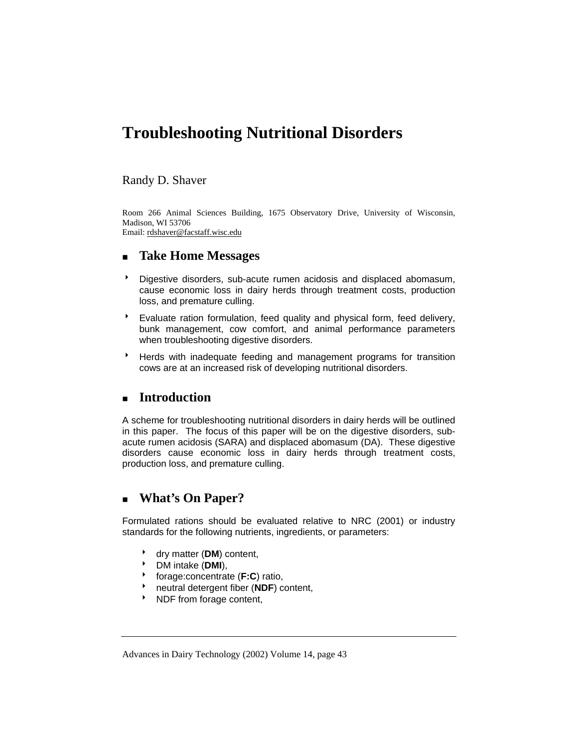# Troubleshooting Nutritional Disorders

Randy D. Shaver

Room 266 Animal Sciences Building, 1675 Observatory Drive, University of Wisconsin, Madison, WI 53706
Email: rdshaver@facstaff.wisc.edu

## Take Home Messages

- Digestive disorders, sub-acute rumen acidosis and displaced abomasum, cause economic loss in dairy herds through treatment costs, production loss, and premature culling.
- Evaluate ration formulation, feed quality and physical form, feed delivery, bunk management, cow comfort, and animal performance parameters when troubleshooting digestive disorders.
- Herds with inadequate feeding and management programs for transition cows are at an increased risk of developing nutritional disorders.

## Introduction

A scheme for troubleshooting nutritional disorders in dairy herds will be outlined in this paper. The focus of this paper will be on the digestive disorders, sub-acute rumen acidosis (SARA) and displaced abomasum (DA). These digestive disorders cause economic loss in dairy herds through treatment costs, production loss, and premature culling.

## What's On Paper?

Formulated rations should be evaluated relative to NRC (2001) or industry standards for the following nutrients, ingredients, or parameters:

- dry matter (**DM**) content,
- DM intake (**DMI**),
- forage:concentrate (**F:C**) ratio,
- neutral detergent fiber (**NDF**) content,
- NDF from forage content,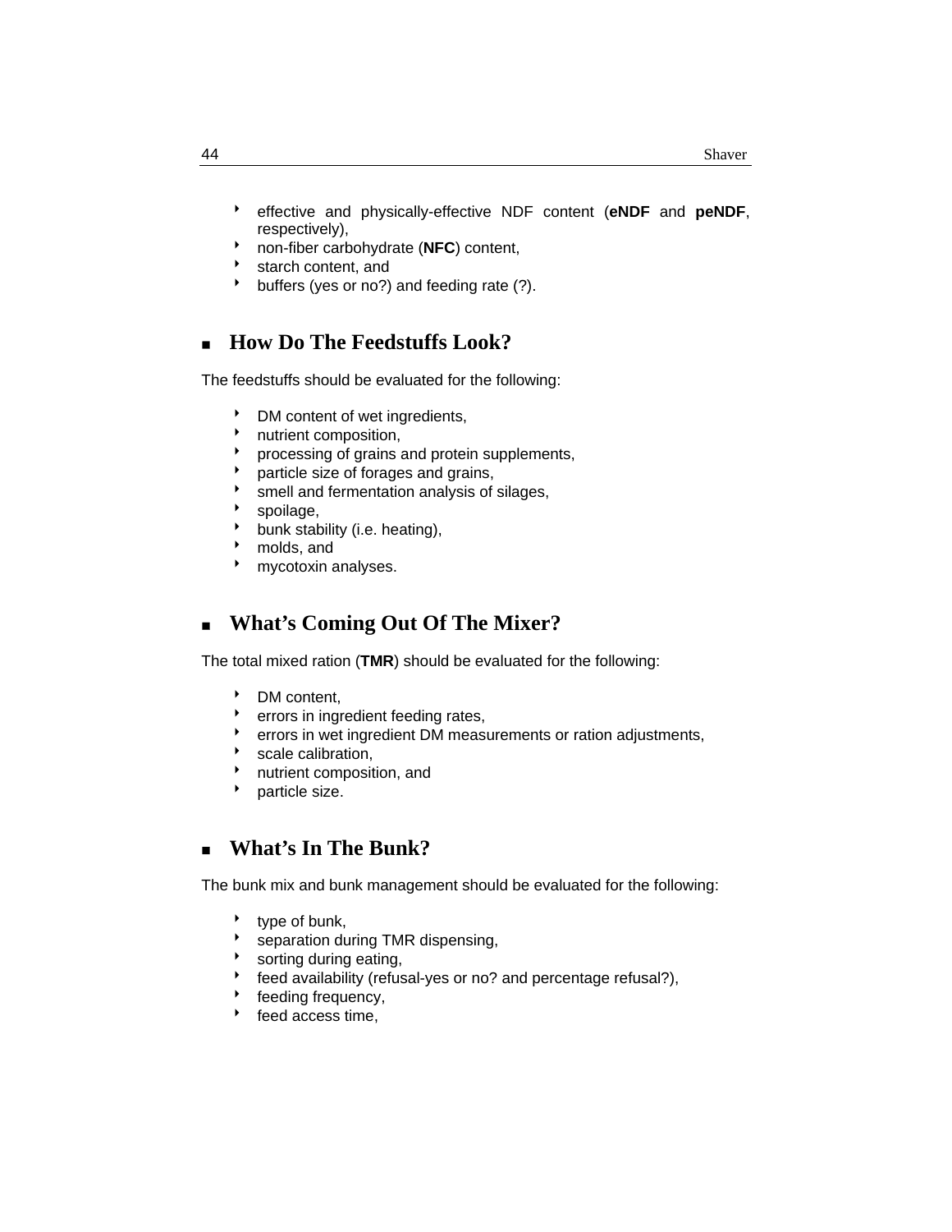- effective and physically-effective NDF content (**eNDF** and **peNDF**, respectively),
- non-fiber carbohydrate (**NFC**) content,
- starch content, and
- buffers (yes or no?) and feeding rate (?).

## How Do The Feedstuffs Look?

The feedstuffs should be evaluated for the following:

- DM content of wet ingredients,
- nutrient composition,
- processing of grains and protein supplements,
- particle size of forages and grains,
- smell and fermentation analysis of silages,
- spoilage,
- bunk stability (i.e. heating),
- molds, and
- mycotoxin analyses.

## What's Coming Out Of The Mixer?

The total mixed ration (**TMR**) should be evaluated for the following:

- DM content,
- errors in ingredient feeding rates,
- errors in wet ingredient DM measurements or ration adjustments,
- scale calibration,
- nutrient composition, and
- particle size.

## What's In The Bunk?

The bunk mix and bunk management should be evaluated for the following:

- type of bunk,
- separation during TMR dispensing,
- sorting during eating,
- feed availability (refusal-yes or no? and percentage refusal?),
- feeding frequency,
- feed access time,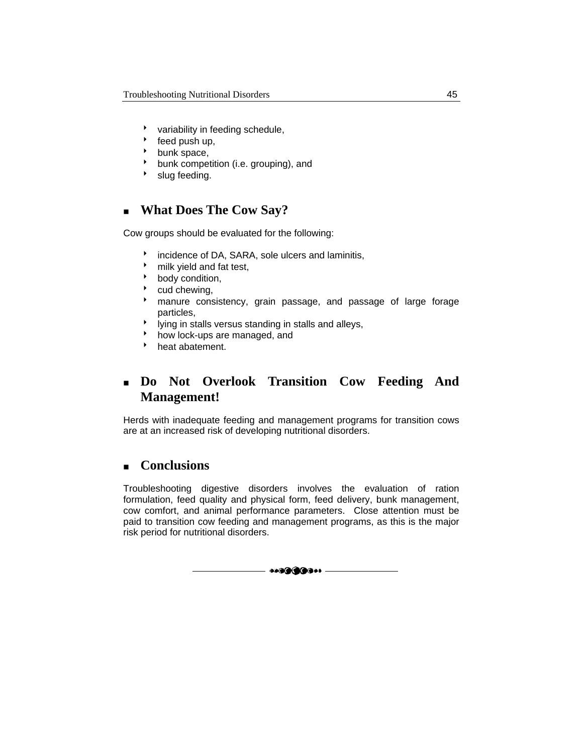- variability in feeding schedule,
- feed push up,
- bunk space,
- bunk competition (i.e. grouping), and
- slug feeding.

## What Does The Cow Say?

Cow groups should be evaluated for the following:

- incidence of DA, SARA, sole ulcers and laminitis,
- milk yield and fat test,
- body condition,
- cud chewing,
- manure consistency, grain passage, and passage of large forage particles,
- lying in stalls versus standing in stalls and alleys,
- how lock-ups are managed, and
- heat abatement.

## Do Not Overlook Transition Cow Feeding And Management!

Herds with inadequate feeding and management programs for transition cows are at an increased risk of developing nutritional disorders.

## Conclusions

Troubleshooting digestive disorders involves the evaluation of ration formulation, feed quality and physical form, feed delivery, bunk management, cow comfort, and animal performance parameters. Close attention must be paid to transition cow feeding and management programs, as this is the major risk period for nutritional disorders.